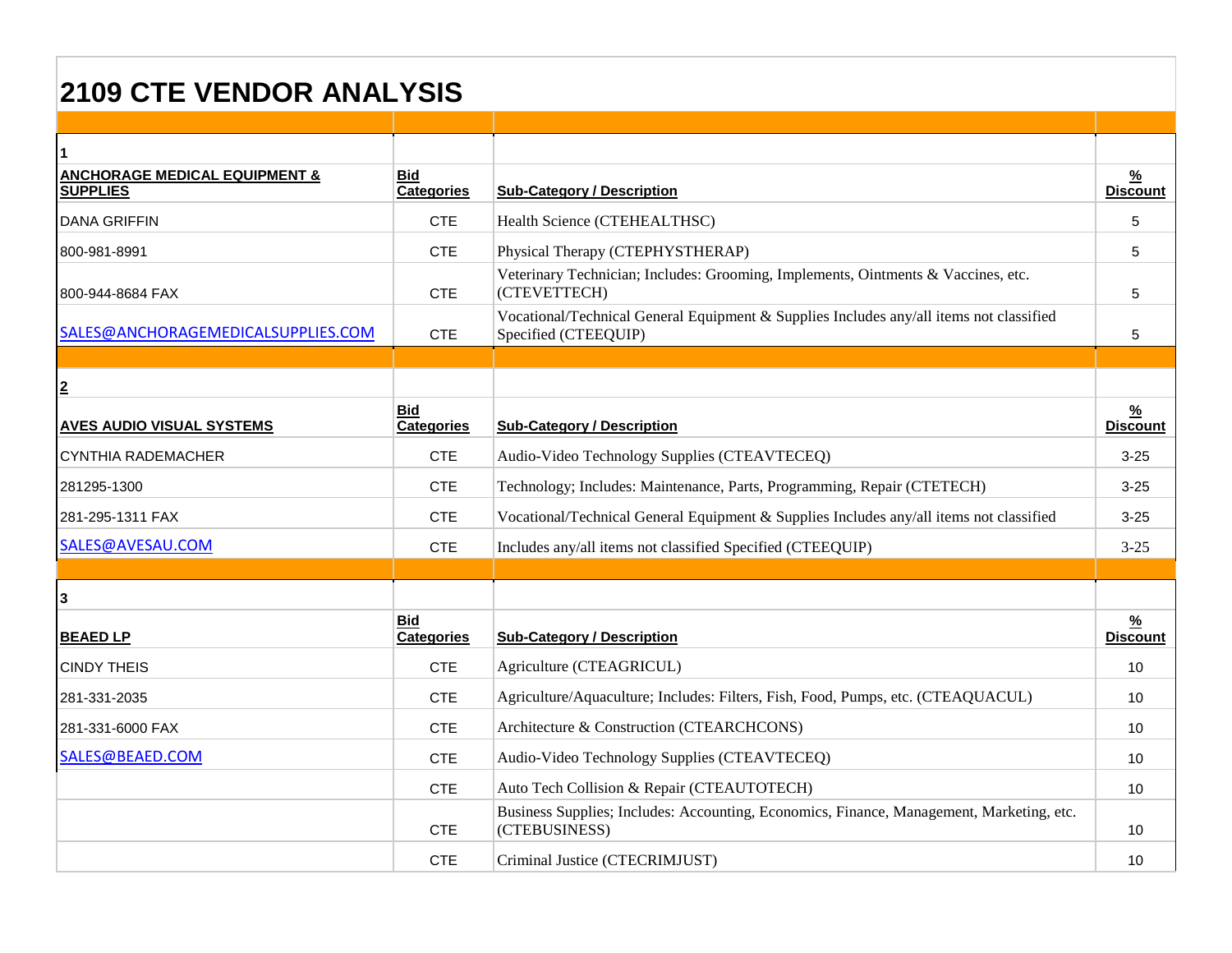# 2109 CTE VENDOR ANALYSIS

| | | | |
|---|---|---|---|
| **1** | | | |
| **ANCHORAGE MEDICAL EQUIPMENT & SUPPLIES** | **Bid Categories** | **Sub-Category / Description** | **% Discount** |
| DANA GRIFFIN | CTE | Health Science (CTEHEALTHSC) | 5 |
| 800-981-8991 | CTE | Physical Therapy (CTEPHYSTHERAP) | 5 |
| 800-944-8684 FAX | CTE | Veterinary Technician; Includes: Grooming, Implements, Ointments & Vaccines, etc. (CTEVETTECH) | 5 |
| SALES@ANCHORAGEMEDICALSUPPLIES.COM | CTE | Vocational/Technical General Equipment & Supplies Includes any/all items not classified Specified (CTEEQUIP) | 5 |
| | | | |
| **2** | | | |
| **AVES AUDIO VISUAL SYSTEMS** | **Bid Categories** | **Sub-Category / Description** | **% Discount** |
| CYNTHIA RADEMACHER | CTE | Audio-Video Technology Supplies (CTEAVTECEQ) | 3-25 |
| 281295-1300 | CTE | Technology; Includes: Maintenance, Parts, Programming, Repair (CTETECH) | 3-25 |
| 281-295-1311 FAX | CTE | Vocational/Technical General Equipment & Supplies Includes any/all items not classified | 3-25 |
| SALES@AVESAU.COM | CTE | Includes any/all items not classified Specified (CTEEQUIP) | 3-25 |
| | | | |
| **3** | | | |
| **BEAED LP** | **Bid Categories** | **Sub-Category / Description** | **% Discount** |
| CINDY THEIS | CTE | Agriculture (CTEAGRICUL) | 10 |
| 281-331-2035 | CTE | Agriculture/Aquaculture; Includes: Filters, Fish, Food, Pumps, etc. (CTEAQUACUL) | 10 |
| 281-331-6000 FAX | CTE | Architecture & Construction (CTEARCHCONS) | 10 |
| SALES@BEAED.COM | CTE | Audio-Video Technology Supplies (CTEAVTECEQ) | 10 |
| | CTE | Auto Tech Collision & Repair (CTEAUTOTECH) | 10 |
| | CTE | Business Supplies; Includes: Accounting, Economics, Finance, Management, Marketing, etc. (CTEBUSINESS) | 10 |
| | CTE | Criminal Justice (CTECRIMJUST) | 10 |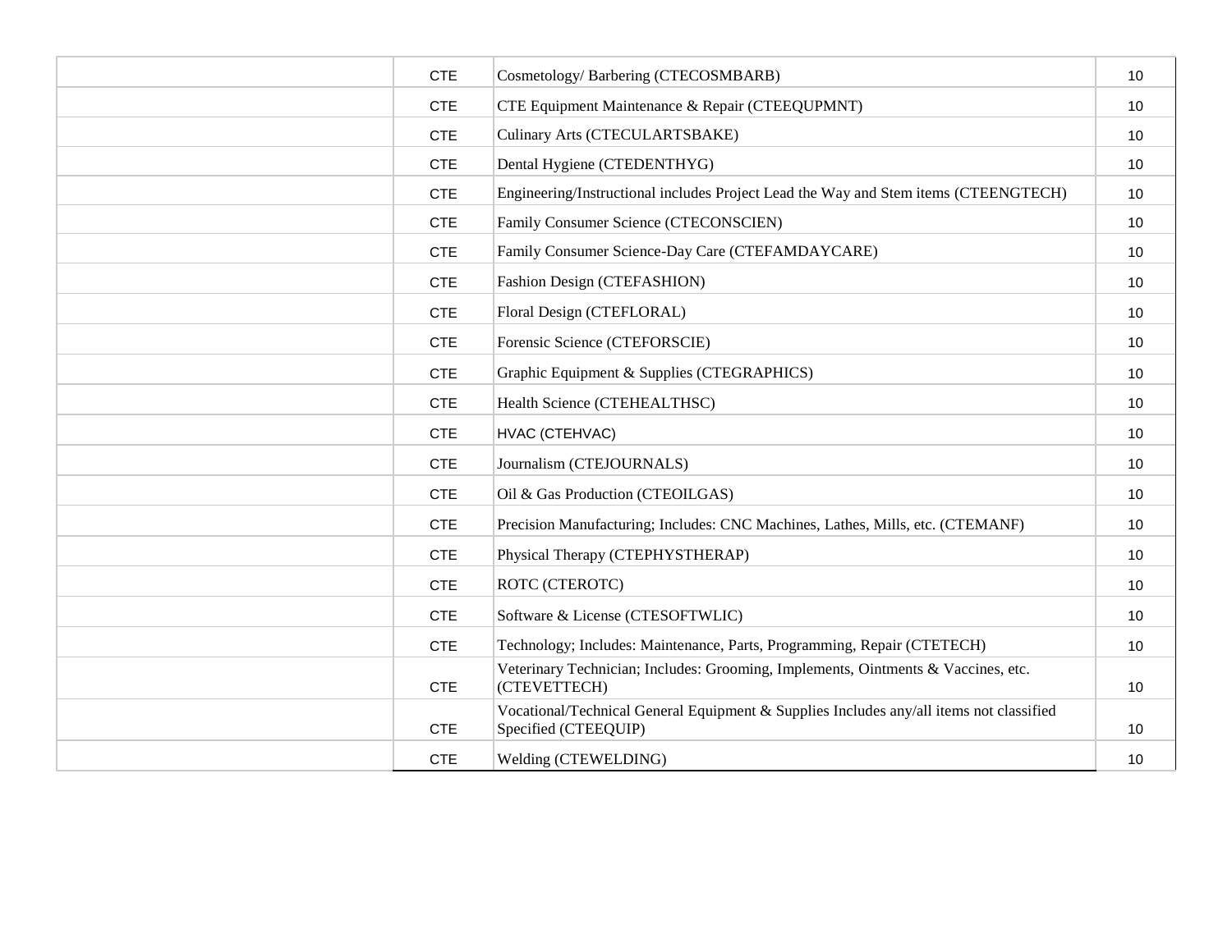| | | | |
|---|---|---|---|
| | CTE | Cosmetology/ Barbering (CTECOSMBARB) | 10 |
| | CTE | CTE Equipment Maintenance & Repair (CTEEQUPMNT) | 10 |
| | CTE | Culinary Arts (CTECULARTSBAKE) | 10 |
| | CTE | Dental Hygiene (CTEDENTHYG) | 10 |
| | CTE | Engineering/Instructional includes Project Lead the Way and Stem items (CTEENGTECH) | 10 |
| | CTE | Family Consumer Science (CTECONSCIEN) | 10 |
| | CTE | Family Consumer Science-Day Care (CTEFAMDAYCARE) | 10 |
| | CTE | Fashion Design (CTEFASHION) | 10 |
| | CTE | Floral Design (CTEFLORAL) | 10 |
| | CTE | Forensic Science (CTEFORSCIE) | 10 |
| | CTE | Graphic Equipment & Supplies (CTEGRAPHICS) | 10 |
| | CTE | Health Science (CTEHEALTHSC) | 10 |
| | CTE | HVAC (CTEHVAC) | 10 |
| | CTE | Journalism (CTEJOURNALS) | 10 |
| | CTE | Oil & Gas Production (CTEOILGAS) | 10 |
| | CTE | Precision Manufacturing; Includes: CNC Machines, Lathes, Mills, etc. (CTEMANF) | 10 |
| | CTE | Physical Therapy (CTEPHYSTHERAP) | 10 |
| | CTE | ROTC (CTEROTC) | 10 |
| | CTE | Software & License (CTESOFTWLIC) | 10 |
| | CTE | Technology; Includes: Maintenance, Parts, Programming, Repair (CTETECH) | 10 |
| | CTE | Veterinary Technician; Includes: Grooming, Implements, Ointments & Vaccines, etc. (CTEVETTECH) | 10 |
| | CTE | Vocational/Technical General Equipment & Supplies Includes any/all items not classified Specified (CTEEQUIP) | 10 |
| | CTE | Welding (CTEWELDING) | 10 |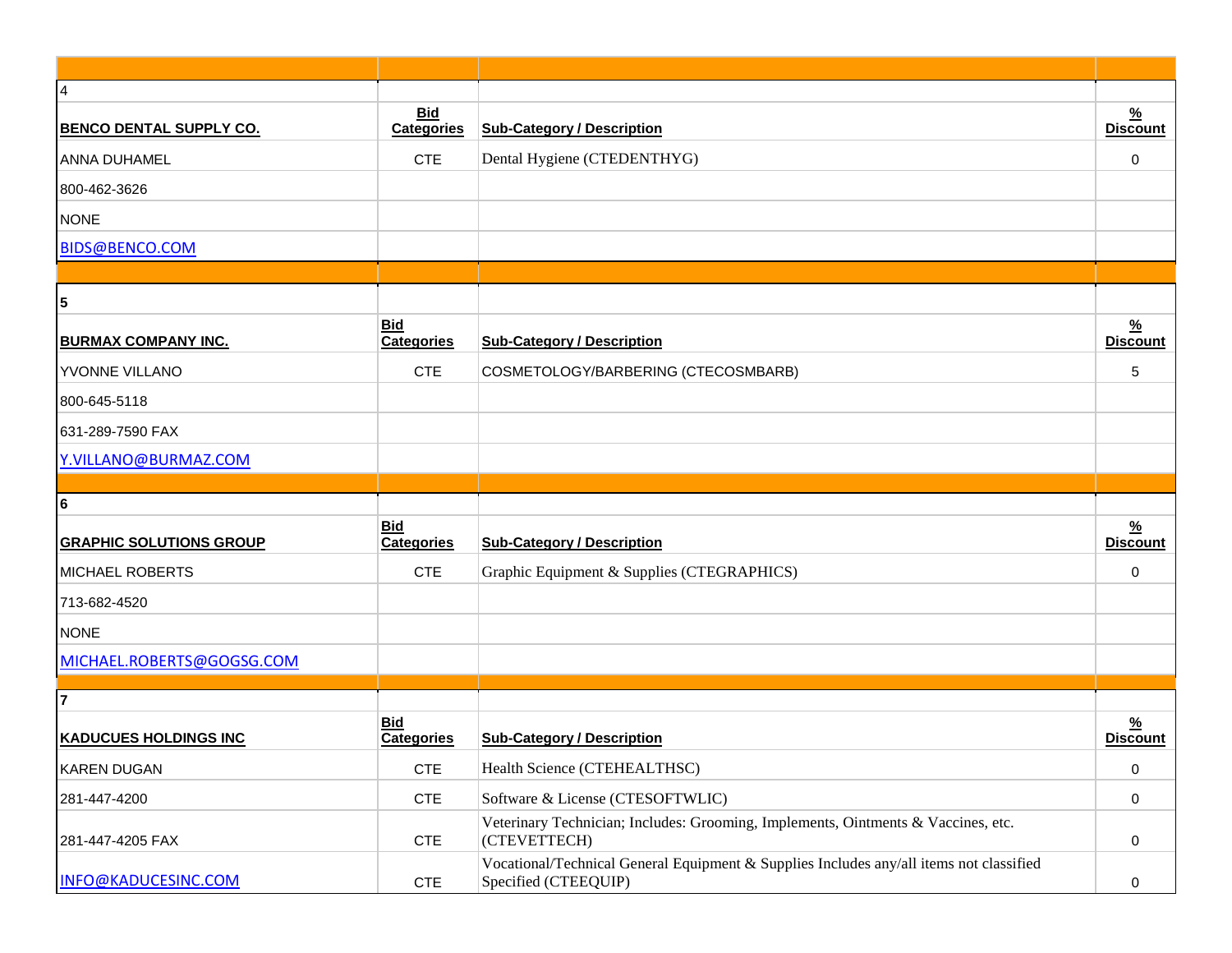| 4 | | | |
|---|---|---|---|
| **BENCO DENTAL SUPPLY CO.** | **Bid Categories** | **Sub-Category / Description** | **% Discount** |
| ANNA DUHAMEL | CTE | Dental Hygiene (CTEDENTHYG) | 0 |
| 800-462-3626 | | | |
| NONE | | | |
| BIDS@BENCO.COM | | | |

| **5** | | | |
|---|---|---|---|
| **BURMAX COMPANY INC.** | **Bid Categories** | **Sub-Category / Description** | **% Discount** |
| YVONNE VILLANO | CTE | COSMETOLOGY/BARBERING (CTECOSMBARB) | 5 |
| 800-645-5118 | | | |
| 631-289-7590 FAX | | | |
| Y.VILLANO@BURMAZ.COM | | | |

| **6** | | | |
|---|---|---|---|
| **GRAPHIC SOLUTIONS GROUP** | **Bid Categories** | **Sub-Category / Description** | **% Discount** |
| MICHAEL ROBERTS | CTE | Graphic Equipment & Supplies (CTEGRAPHICS) | 0 |
| 713-682-4520 | | | |
| NONE | | | |
| MICHAEL.ROBERTS@GOGSG.COM | | | |

| **7** | | | |
|---|---|---|---|
| **KADUCUES HOLDINGS INC** | **Bid Categories** | **Sub-Category / Description** | **% Discount** |
| KAREN DUGAN | CTE | Health Science (CTEHEALTHSC) | 0 |
| 281-447-4200 | CTE | Software & License (CTESOFTWLIC) | 0 |
| 281-447-4205 FAX | CTE | Veterinary Technician; Includes: Grooming, Implements, Ointments & Vaccines, etc. (CTEVETTECH) | 0 |
| INFO@KADUCESINC.COM | CTE | Vocational/Technical General Equipment & Supplies Includes any/all items not classified Specified (CTEEQUIP) | 0 |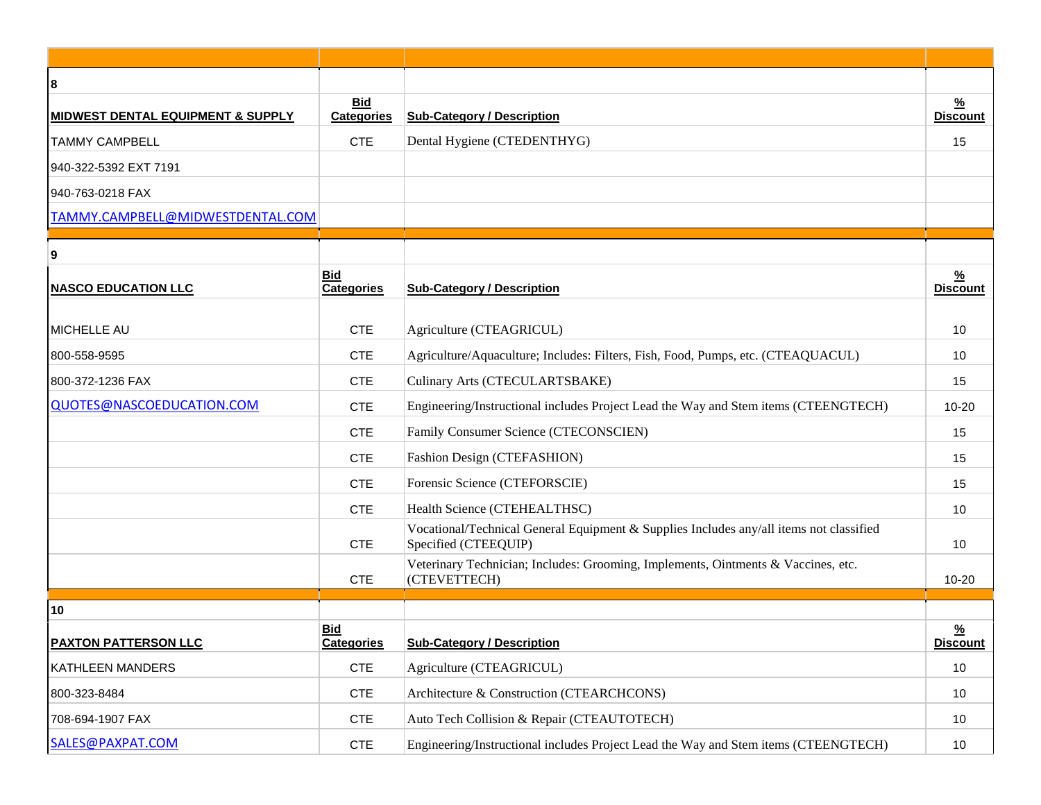| | | | |
|---|---|---|---|
| **8** | | | |
| **MIDWEST DENTAL EQUIPMENT & SUPPLY** | **Bid Categories** | **Sub-Category / Description** | **% Discount** |
| TAMMY CAMPBELL | CTE | Dental Hygiene (CTEDENTHYG) | 15 |
| 940-322-5392 EXT 7191 | | | |
| 940-763-0218 FAX | | | |
| TAMMY.CAMPBELL@MIDWESTDENTAL.COM | | | |
| **9** | | | |
| **NASCO EDUCATION LLC** | **Bid Categories** | **Sub-Category / Description** | **% Discount** |
| MICHELLE AU | CTE | Agriculture (CTEAGRICUL) | 10 |
| 800-558-9595 | CTE | Agriculture/Aquaculture; Includes: Filters, Fish, Food, Pumps, etc. (CTEAQUACUL) | 10 |
| 800-372-1236 FAX | CTE | Culinary Arts (CTECULARTSBAKE) | 15 |
| QUOTES@NASCOEDUCATION.COM | CTE | Engineering/Instructional includes Project Lead the Way and Stem items (CTEENGTECH) | 10-20 |
| | CTE | Family Consumer Science (CTECONSCIEN) | 15 |
| | CTE | Fashion Design (CTEFASHION) | 15 |
| | CTE | Forensic Science (CTEFORSCIE) | 15 |
| | CTE | Health Science (CTEHEALTHSC) | 10 |
| | CTE | Vocational/Technical General Equipment & Supplies Includes any/all items not classified Specified (CTEEQUIP) | 10 |
| | CTE | Veterinary Technician; Includes: Grooming, Implements, Ointments & Vaccines, etc. (CTEVETTECH) | 10-20 |
| **10** | | | |
| **PAXTON PATTERSON LLC** | **Bid Categories** | **Sub-Category / Description** | **% Discount** |
| KATHLEEN MANDERS | CTE | Agriculture (CTEAGRICUL) | 10 |
| 800-323-8484 | CTE | Architecture & Construction (CTEARCHCONS) | 10 |
| 708-694-1907 FAX | CTE | Auto Tech Collision & Repair (CTEAUTOTECH) | 10 |
| SALES@PAXPAT.COM | CTE | Engineering/Instructional includes Project Lead the Way and Stem items (CTEENGTECH) | 10 |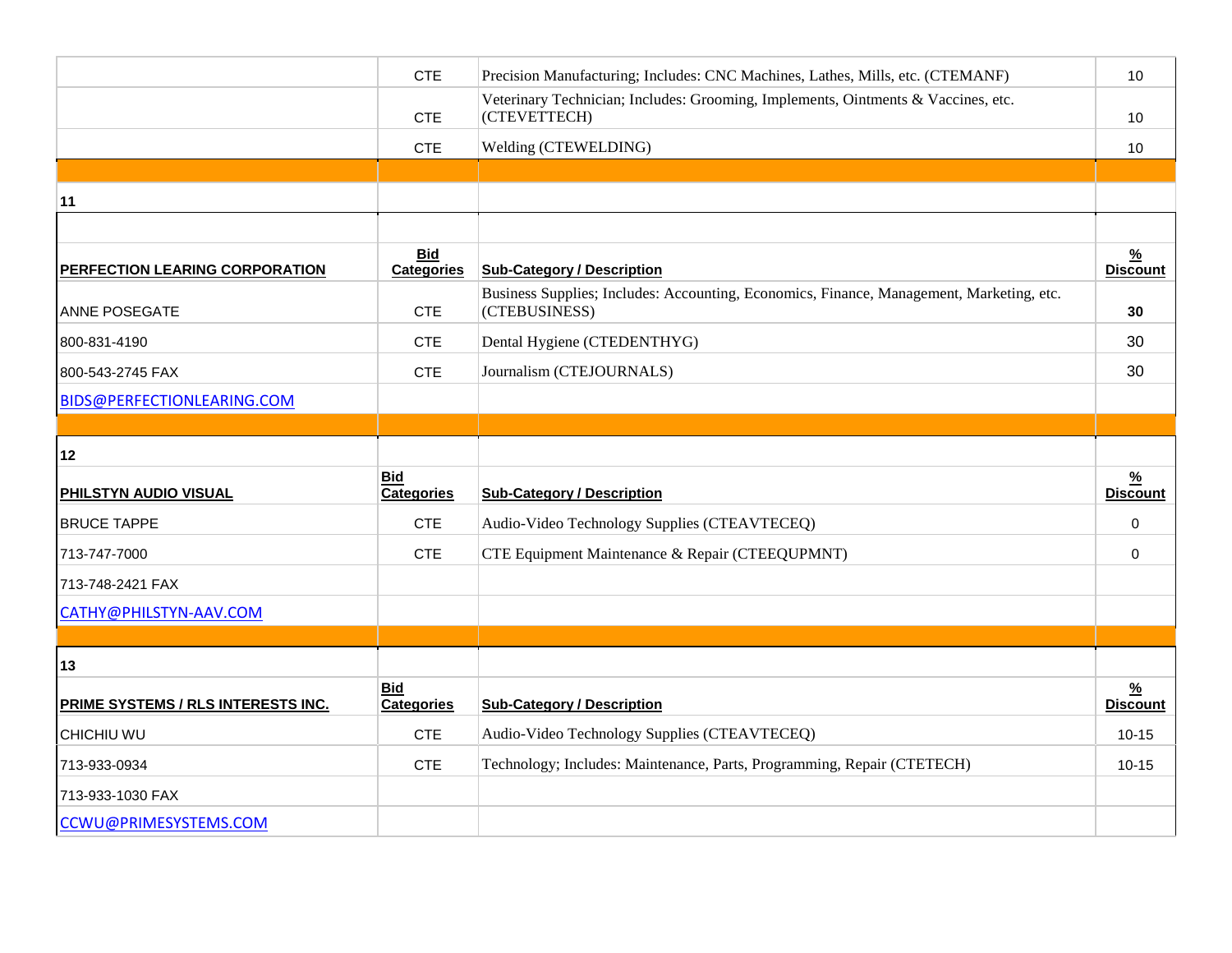| | | | |
|---|---|---|---|
| | CTE | Precision Manufacturing; Includes: CNC Machines, Lathes, Mills, etc. (CTEMANF) | 10 |
| | CTE | Veterinary Technician; Includes: Grooming, Implements, Ointments & Vaccines, etc. (CTEVETTECH) | 10 |
| | CTE | Welding (CTEWELDING) | 10 |

| 11 | | | |
|---|---|---|---|
| **PERFECTION LEARING CORPORATION** | **Bid Categories** | **Sub-Category / Description** | **% Discount** |
| ANNE POSEGATE | CTE | Business Supplies; Includes: Accounting, Economics, Finance, Management, Marketing, etc. (CTEBUSINESS) | **30** |
| 800-831-4190 | CTE | Dental Hygiene (CTEDENTHYG) | 30 |
| 800-543-2745 FAX | CTE | Journalism (CTEJOURNALS) | 30 |
| BIDS@PERFECTIONLEARING.COM | | | |

| 12 | | | |
|---|---|---|---|
| **PHILSTYN AUDIO VISUAL** | **Bid Categories** | **Sub-Category / Description** | **% Discount** |
| BRUCE TAPPE | CTE | Audio-Video Technology Supplies (CTEAVTECEQ) | 0 |
| 713-747-7000 | CTE | CTE Equipment Maintenance & Repair (CTEEQUPMNT) | 0 |
| 713-748-2421 FAX | | | |
| CATHY@PHILSTYN-AAV.COM | | | |

| 13 | | | |
|---|---|---|---|
| **PRIME SYSTEMS / RLS INTERESTS INC.** | **Bid Categories** | **Sub-Category / Description** | **% Discount** |
| CHICHIU WU | CTE | Audio-Video Technology Supplies (CTEAVTECEQ) | 10-15 |
| 713-933-0934 | CTE | Technology; Includes: Maintenance, Parts, Programming, Repair (CTETECH) | 10-15 |
| 713-933-1030 FAX | | | |
| CCWU@PRIMESYSTEMS.COM | | | |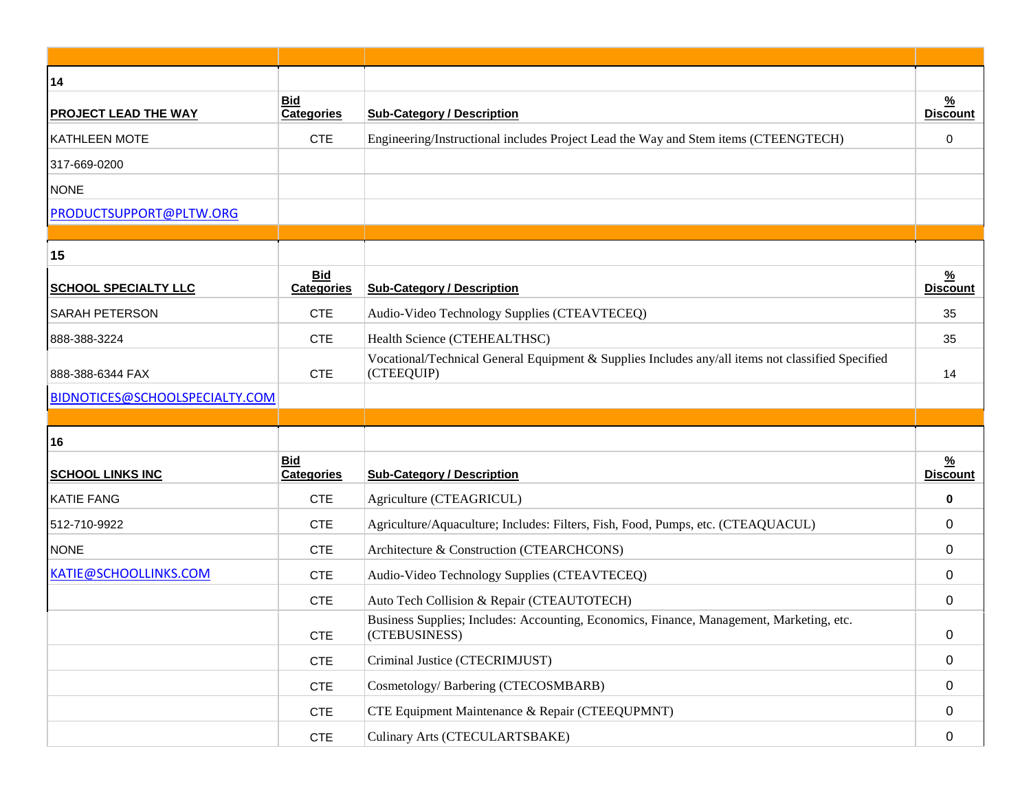| 14 | | | |
|---|---|---|---|
| **PROJECT LEAD THE WAY** | **Bid Categories** | **Sub-Category / Description** | **% Discount** |
| KATHLEEN MOTE | CTE | Engineering/Instructional includes Project Lead the Way and Stem items (CTEENGTECH) | 0 |
| 317-669-0200 | | | |
| NONE | | | |
| PRODUCTSUPPORT@PLTW.ORG | | | |

| 15 | | | |
|---|---|---|---|
| **SCHOOL SPECIALTY LLC** | **Bid Categories** | **Sub-Category / Description** | **% Discount** |
| SARAH PETERSON | CTE | Audio-Video Technology Supplies (CTEAVTECEQ) | 35 |
| 888-388-3224 | CTE | Health Science (CTEHEALTHSC) | 35 |
| 888-388-6344 FAX | CTE | Vocational/Technical General Equipment & Supplies Includes any/all items not classified Specified (CTEEQUIP) | 14 |
| BIDNOTICES@SCHOOLSPECIALTY.COM | | | |

| 16 | | | |
|---|---|---|---|
| **SCHOOL LINKS INC** | **Bid Categories** | **Sub-Category / Description** | **% Discount** |
| KATIE FANG | CTE | Agriculture (CTEAGRICUL) | **0** |
| 512-710-9922 | CTE | Agriculture/Aquaculture; Includes: Filters, Fish, Food, Pumps, etc. (CTEAQUACUL) | 0 |
| NONE | CTE | Architecture & Construction (CTEARCHCONS) | 0 |
| KATIE@SCHOOLLINKS.COM | CTE | Audio-Video Technology Supplies (CTEAVTECEQ) | 0 |
| | CTE | Auto Tech Collision & Repair (CTEAUTOTECH) | 0 |
| | CTE | Business Supplies; Includes: Accounting, Economics, Finance, Management, Marketing, etc. (CTEBUSINESS) | 0 |
| | CTE | Criminal Justice (CTECRIMJUST) | 0 |
| | CTE | Cosmetology/ Barbering (CTECOSMBARB) | 0 |
| | CTE | CTE Equipment Maintenance & Repair (CTEEQUPMNT) | 0 |
| | CTE | Culinary Arts (CTECULARTSBAKE) | 0 |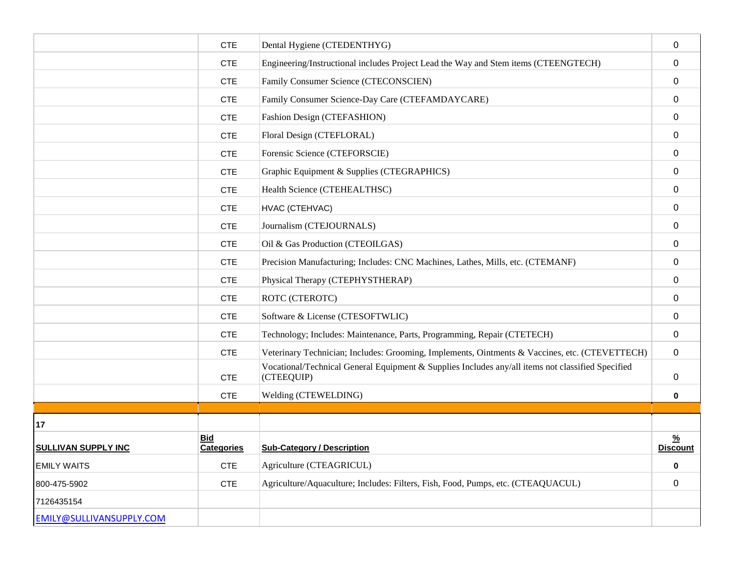| | | | |
|---|---|---|---|
| | CTE | Dental Hygiene (CTEDENTHYG) | 0 |
| | CTE | Engineering/Instructional includes Project Lead the Way and Stem items (CTEENGTECH) | 0 |
| | CTE | Family Consumer Science (CTECONSCIEN) | 0 |
| | CTE | Family Consumer Science-Day Care (CTEFAMDAYCARE) | 0 |
| | CTE | Fashion Design (CTEFASHION) | 0 |
| | CTE | Floral Design (CTEFLORAL) | 0 |
| | CTE | Forensic Science (CTEFORSCIE) | 0 |
| | CTE | Graphic Equipment & Supplies (CTEGRAPHICS) | 0 |
| | CTE | Health Science (CTEHEALTHSC) | 0 |
| | CTE | HVAC (CTEHVAC) | 0 |
| | CTE | Journalism (CTEJOURNALS) | 0 |
| | CTE | Oil & Gas Production (CTEOILGAS) | 0 |
| | CTE | Precision Manufacturing; Includes: CNC Machines, Lathes, Mills, etc. (CTEMANF) | 0 |
| | CTE | Physical Therapy (CTEPHYSTHERAP) | 0 |
| | CTE | ROTC (CTEROTC) | 0 |
| | CTE | Software & License (CTESOFTWLIC) | 0 |
| | CTE | Technology; Includes: Maintenance, Parts, Programming, Repair (CTETECH) | 0 |
| | CTE | Veterinary Technician; Includes: Grooming, Implements, Ointments & Vaccines, etc. (CTEVETTECH) | 0 |
| | CTE | Vocational/Technical General Equipment & Supplies Includes any/all items not classified Specified (CTEEQUIP) | 0 |
| | CTE | Welding (CTEWELDING) | **0** |
| | | | |
| **17** | | | |
| **SULLIVAN SUPPLY INC** | **Bid Categories** | **Sub-Category / Description** | **% Discount** |
| EMILY WAITS | CTE | Agriculture (CTEAGRICUL) | **0** |
| 800-475-5902 | CTE | Agriculture/Aquaculture; Includes: Filters, Fish, Food, Pumps, etc. (CTEAQUACUL) | 0 |
| 7126435154 | | | |
| EMILY@SULLIVANSUPPLY.COM | | | |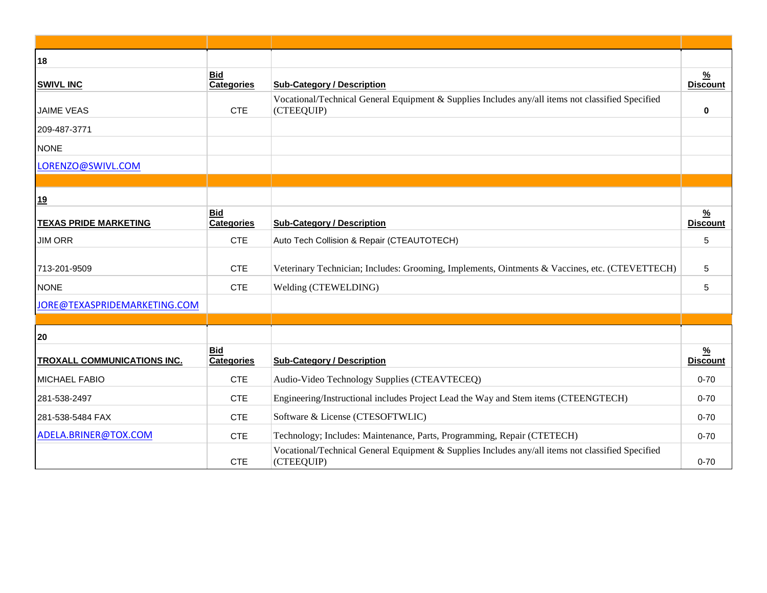| 18 | | | |
|---|---|---|---|
| **SWIVL INC** | **Bid Categories** | **Sub-Category / Description** | **% Discount** |
| JAIME VEAS | CTE | Vocational/Technical General Equipment & Supplies Includes any/all items not classified Specified (CTEEQUIP) | **0** |
| 209-487-3771 | | | |
| NONE | | | |
| LORENZO@SWIVL.COM | | | |

| 19 | | | |
|---|---|---|---|
| **TEXAS PRIDE MARKETING** | **Bid Categories** | **Sub-Category / Description** | **% Discount** |
| JIM ORR | CTE | Auto Tech Collision & Repair (CTEAUTOTECH) | 5 |
| 713-201-9509 | CTE | Veterinary Technician; Includes: Grooming, Implements, Ointments & Vaccines, etc. (CTEVETTECH) | 5 |
| NONE | CTE | Welding (CTEWELDING) | 5 |
| JORE@TEXASPRIDEMARKETING.COM | | | |

| 20 | | | |
|---|---|---|---|
| **TROXALL COMMUNICATIONS INC.** | **Bid Categories** | **Sub-Category / Description** | **% Discount** |
| MICHAEL FABIO | CTE | Audio-Video Technology Supplies (CTEAVTECEQ) | 0-70 |
| 281-538-2497 | CTE | Engineering/Instructional includes Project Lead the Way and Stem items (CTEENGTECH) | 0-70 |
| 281-538-5484 FAX | CTE | Software & License (CTESOFTWLIC) | 0-70 |
| ADELA.BRINER@TOX.COM | CTE | Technology; Includes: Maintenance, Parts, Programming, Repair (CTETECH) | 0-70 |
| | CTE | Vocational/Technical General Equipment & Supplies Includes any/all items not classified Specified (CTEEQUIP) | 0-70 |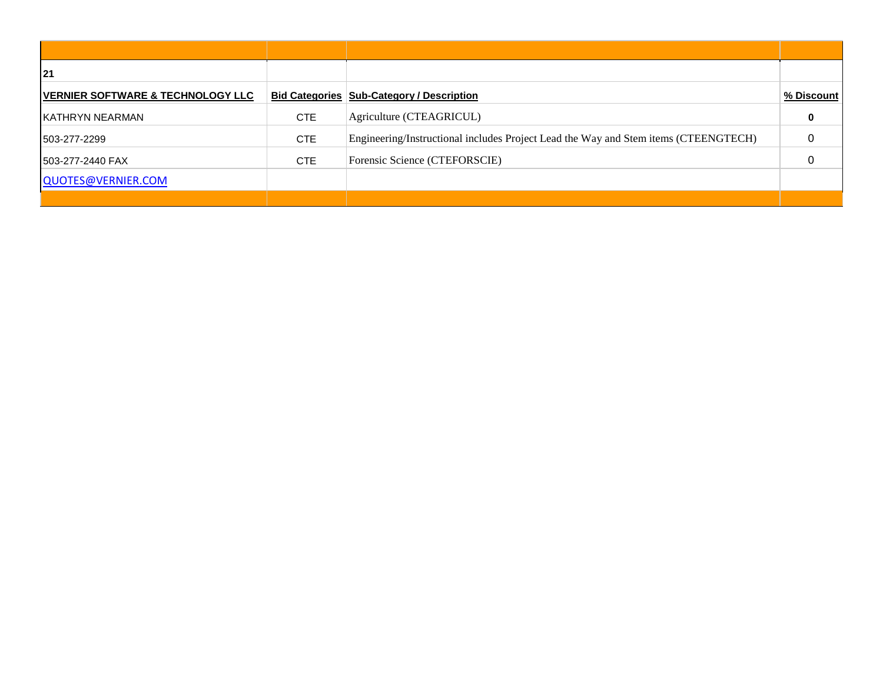| | | | |
|---|---|---|---|
| **21** | | | |
| **VERNIER SOFTWARE & TECHNOLOGY LLC** | **Bid Categories** | **Sub-Category / Description** | **% Discount** |
| KATHRYN NEARMAN | CTE | Agriculture (CTEAGRICUL) | **0** |
| 503-277-2299 | CTE | Engineering/Instructional includes Project Lead the Way and Stem items (CTEENGTECH) | 0 |
| 503-277-2440 FAX | CTE | Forensic Science (CTEFORSCIE) | 0 |
| QUOTES@VERNIER.COM | | | |